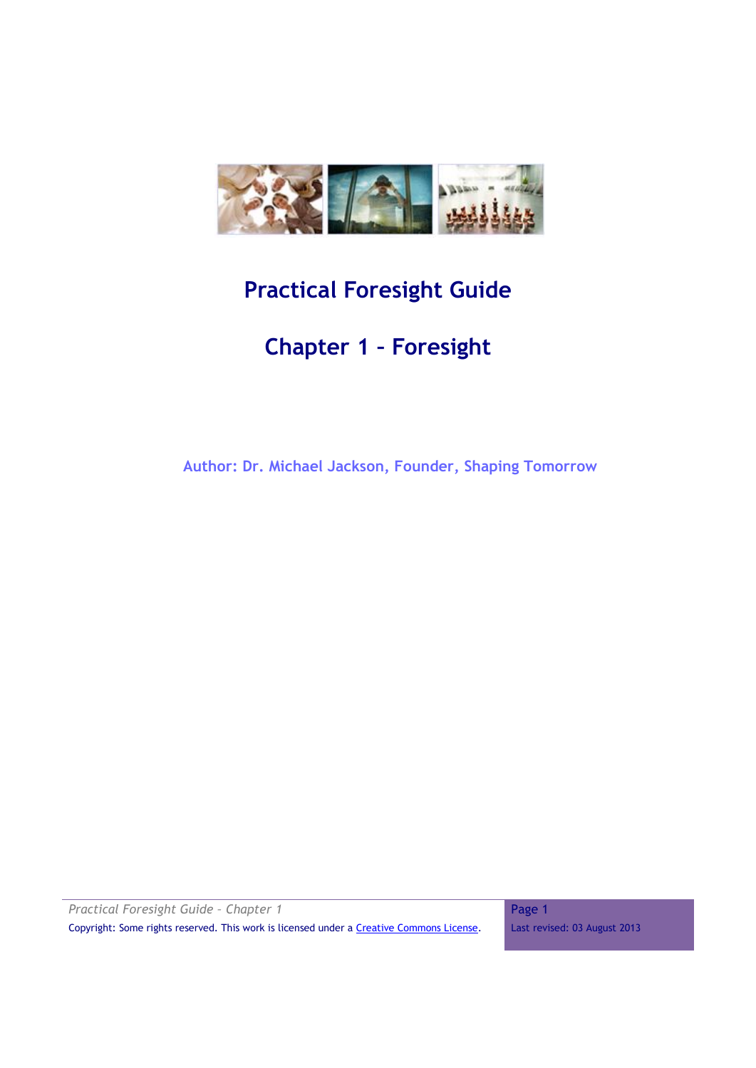# Practical Foresight Guide

## Chapter 1 – Foresight

Author: Dr. Michael Jackson, Founder, Shaping Tomorrow

Copyright: Some rights reserved. This work is licensed under a Creative Commons License.

Last revised: 03 August 2013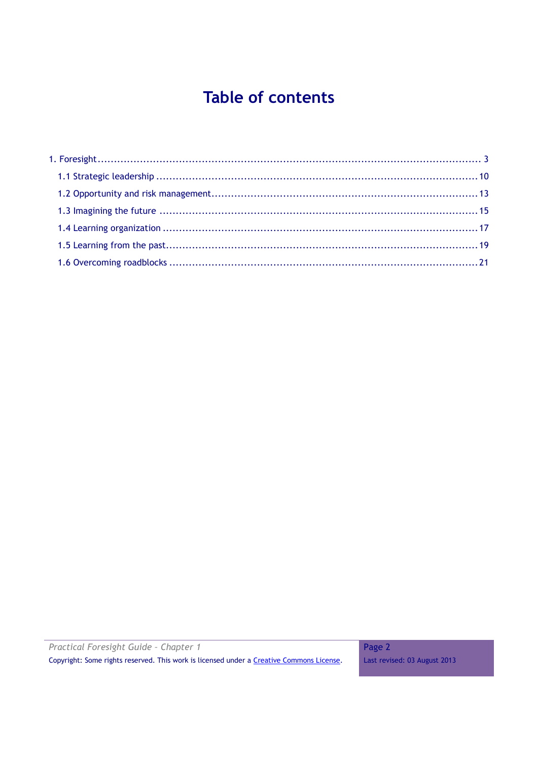# Table of contents

1. Foreseight .......... 3
   - 1.1 Strategic leadership .......... 10
   - 1.2 Opportunity and risk management .......... 13
   - 1.3 Imagining the future .......... 15
   - 1.4 Learning organization .......... 17
   - 1.5 Learning from the past .......... 19
   - 1.6 Overcoming roadblocks .......... 21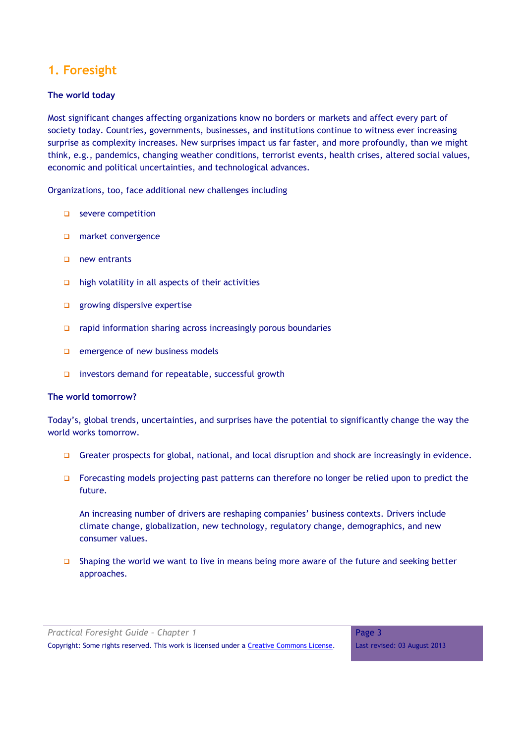# 1. Foresight

### The world today

Most significant changes affecting organizations know no borders or markets and affect every part of society today. Countries, governments, businesses, and institutions continue to witness ever increasing surprise as complexity increases. New surprises impact us far faster, and more profoundly, than we might think, e.g., pandemics, changing weather conditions, terrorist events, health crises, altered social values, economic and political uncertainties, and technological advances.

Organizations, too, face additional new challenges including

- severe competition
- market convergence
- new entrants
- high volatility in all aspects of their activities
- growing dispersive expertise
- rapid information sharing across increasingly porous boundaries
- emergence of new business models
- investors demand for repeatable, successful growth

### The world tomorrow?

Today's, global trends, uncertainties, and surprises have the potential to significantly change the way the world works tomorrow.

- Greater prospects for global, national, and local disruption and shock are increasingly in evidence.
- Forecasting models projecting past patterns can therefore no longer be relied upon to predict the future.

  An increasing number of drivers are reshaping companies' business contexts. Drivers include climate change, globalization, new technology, regulatory change, demographics, and new consumer values.

- Shaping the world we want to live in means being more aware of the future and seeking better approaches.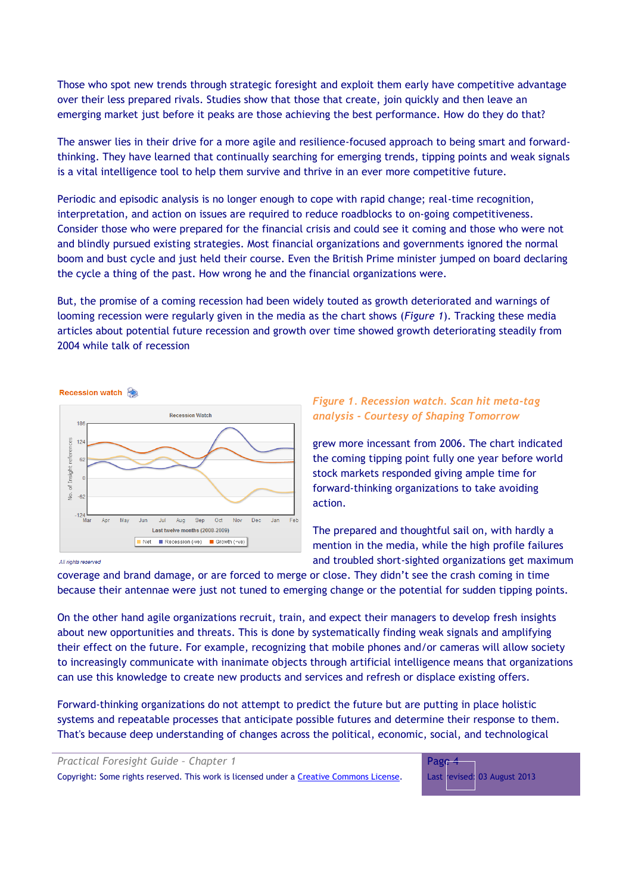Those who spot new trends through strategic foresight and exploit them early have competitive advantage over their less prepared rivals. Studies show that those that create, join quickly and then leave an emerging market just before it peaks are those achieving the best performance. How do they do that?

The answer lies in their drive for a more agile and resilience-focused approach to being smart and forward-thinking. They have learned that continually searching for emerging trends, tipping points and weak signals is a vital intelligence tool to help them survive and thrive in an ever more competitive future.

Periodic and episodic analysis is no longer enough to cope with rapid change; real-time recognition, interpretation, and action on issues are required to reduce roadblocks to on-going competitiveness. Consider those who were prepared for the financial crisis and could see it coming and those who were not and blindly pursued existing strategies. Most financial organizations and governments ignored the normal boom and bust cycle and just held their course. Even the British Prime minister jumped on board declaring the cycle a thing of the past. How wrong he and the financial organizations were.

But, the promise of a coming recession had been widely touted as growth deteriorated and warnings of looming recession were regularly given in the media as the chart shows (*Figure 1*). Tracking these media articles about potential future recession and growth over time showed growth deteriorating steadily from 2004 while talk of recession grew more incessant from 2006. The chart indicated the coming tipping point fully one year before world stock markets responded giving ample time for forward-thinking organizations to take avoiding action.

Recession watch

Recession Watch

186
124
62
0
-62
-124

No. of Insight references

Mar Apr May Jun Jul Aug Sep Oct Nov Dec Jan Feb

Last twelve months (2008-2009)

Net Recession (-ve) Growth (-ve)

All rights reserved

*Figure 1. Recession watch. Scan hit meta-tag analysis - Courtesy of Shaping Tomorrow*

The prepared and thoughtful sail on, with hardly a mention in the media, while the high profile failures and troubled short-sighted organizations get maximum coverage and brand damage, or are forced to merge or close. They didn't see the crash coming in time because their antennae were just not tuned to emerging change or the potential for sudden tipping points.

On the other hand agile organizations recruit, train, and expect their managers to develop fresh insights about new opportunities and threats. This is done by systematically finding weak signals and amplifying their effect on the future. For example, recognizing that mobile phones and/or cameras will allow society to increasingly communicate with inanimate objects through artificial intelligence means that organizations can use this knowledge to create new products and services and refresh or displace existing offers.

Forward-thinking organizations do not attempt to predict the future but are putting in place holistic systems and repeatable processes that anticipate possible futures and determine their response to them. That's because deep understanding of changes across the political, economic, social, and technological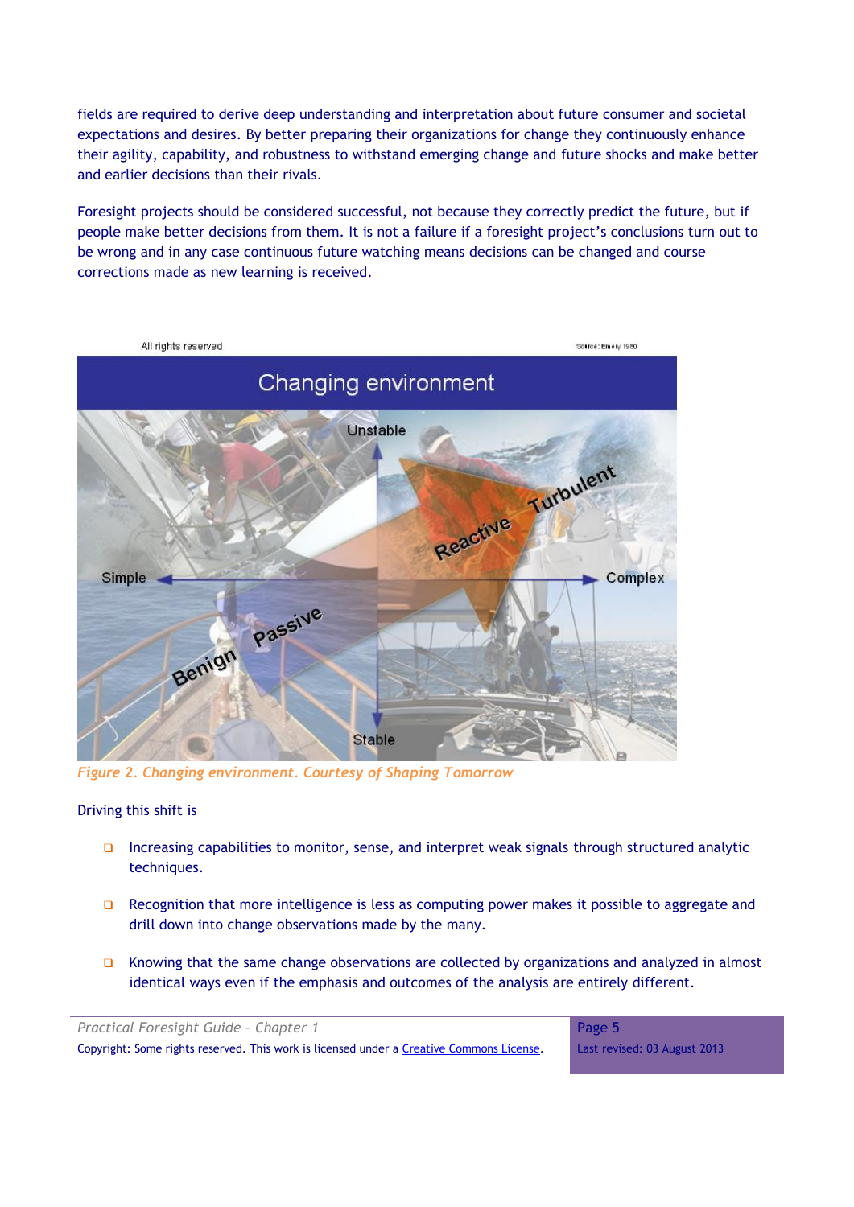fields are required to derive deep understanding and interpretation about future consumer and societal expectations and desires. By better preparing their organizations for change they continuously enhance their agility, capability, and robustness to withstand emerging change and future shocks and make better and earlier decisions than their rivals.

Foresight projects should be considered successful, not because they correctly predict the future, but if people make better decisions from them. It is not a failure if a foresight project's conclusions turn out to be wrong and in any case continuous future watching means decisions can be changed and course corrections made as new learning is received.

All rights reserved

Source: Emery 1980

Changing environment

Unstable

Turbulent

Reactive

Simple

Complex

Passive

Benign

Stable

*Figure 2. Changing environment. Courtesy of Shaping Tomorrow*

Driving this shift is

- Increasing capabilities to monitor, sense, and interpret weak signals through structured analytic techniques.
- Recognition that more intelligence is less as computing power makes it possible to aggregate and drill down into change observations made by the many.
- Knowing that the same change observations are collected by organizations and analyzed in almost identical ways even if the emphasis and outcomes of the analysis are entirely different.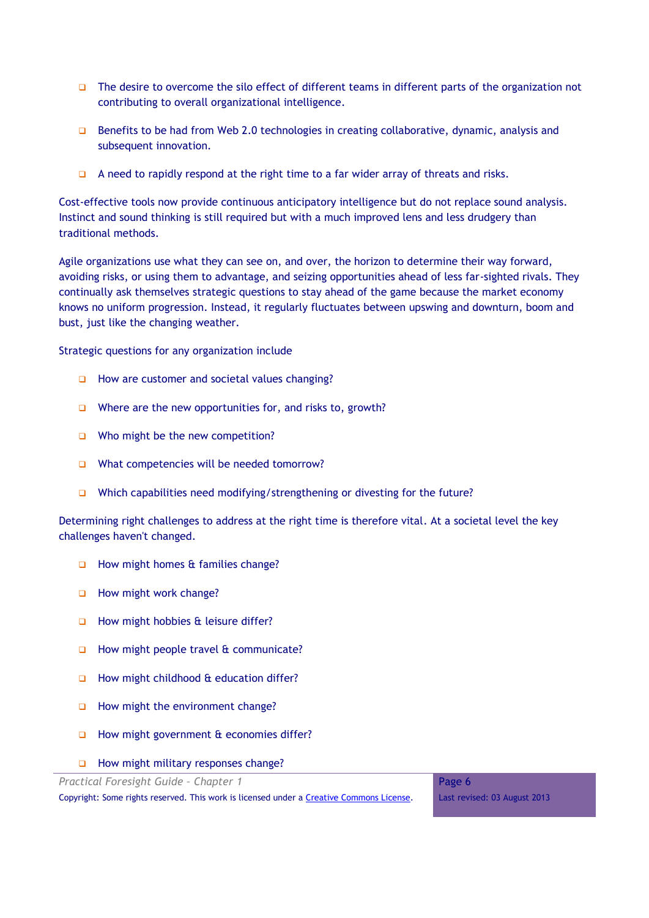- The desire to overcome the silo effect of different teams in different parts of the organization not contributing to overall organizational intelligence.
- Benefits to be had from Web 2.0 technologies in creating collaborative, dynamic, analysis and subsequent innovation.
- A need to rapidly respond at the right time to a far wider array of threats and risks.

Cost-effective tools now provide continuous anticipatory intelligence but do not replace sound analysis. Instinct and sound thinking is still required but with a much improved lens and less drudgery than traditional methods.

Agile organizations use what they can see on, and over, the horizon to determine their way forward, avoiding risks, or using them to advantage, and seizing opportunities ahead of less far-sighted rivals. They continually ask themselves strategic questions to stay ahead of the game because the market economy knows no uniform progression. Instead, it regularly fluctuates between upswing and downturn, boom and bust, just like the changing weather.

Strategic questions for any organization include

- How are customer and societal values changing?
- Where are the new opportunities for, and risks to, growth?
- Who might be the new competition?
- What competencies will be needed tomorrow?
- Which capabilities need modifying/strengthening or divesting for the future?

Determining right challenges to address at the right time is therefore vital. At a societal level the key challenges haven't changed.

- How might homes & families change?
- How might work change?
- How might hobbies & leisure differ?
- How might people travel & communicate?
- How might childhood & education differ?
- How might the environment change?
- How might government & economies differ?
- How might military responses change?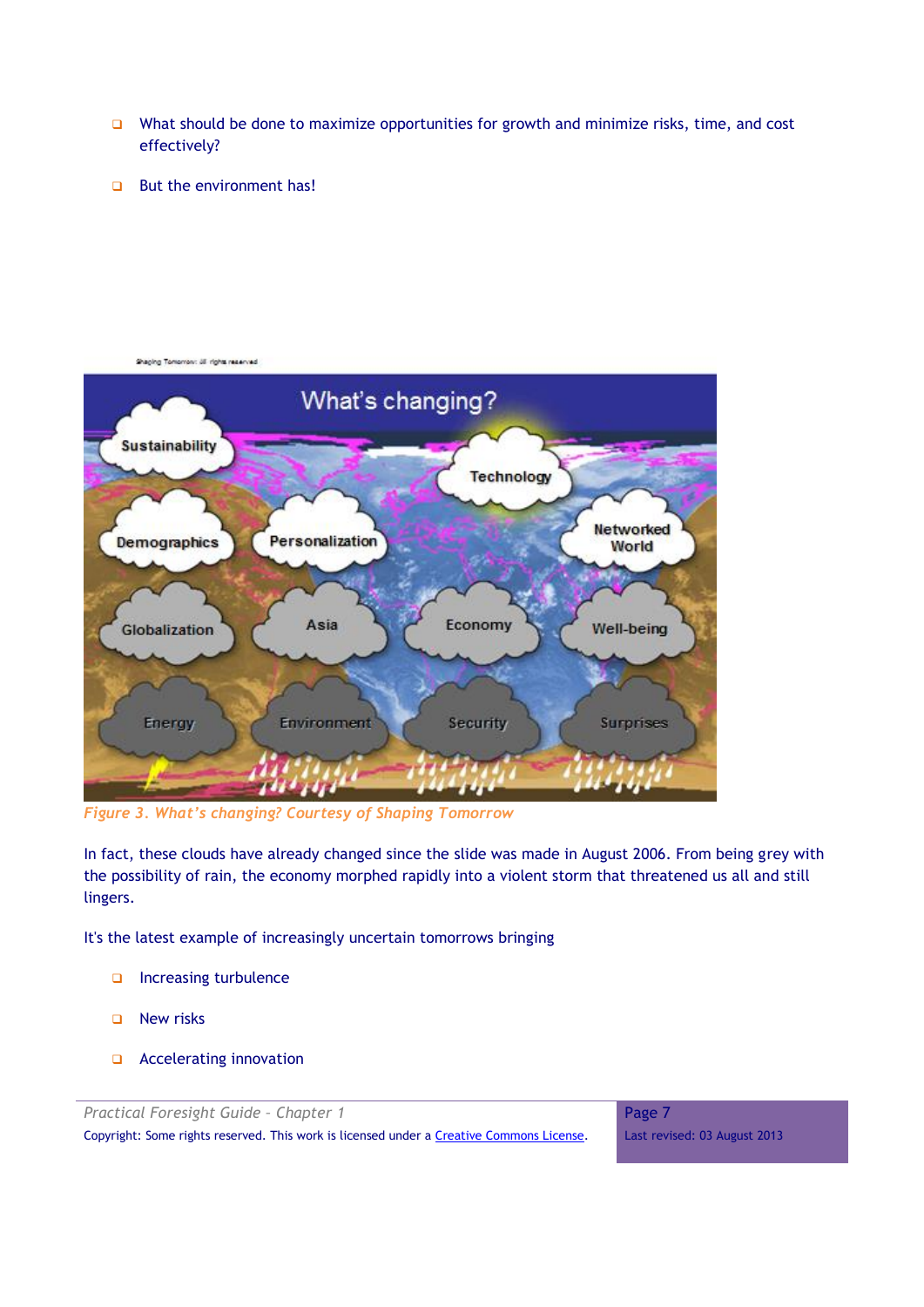- What should be done to maximize opportunities for growth and minimize risks, time, and cost effectively?
- But the environment has!

Shaping Tomorrow: all rights reserved

What's changing?

Sustainability

Technology

Demographics

Personalization

Networked World

Globalization

Asia

Economy

Well-being

Energy

Environment

Security

Surprises

*Figure 3. What's changing? Courtesy of Shaping Tomorrow*

In fact, these clouds have already changed since the slide was made in August 2006. From being grey with the possibility of rain, the economy morphed rapidly into a violent storm that threatened us all and still lingers.

It's the latest example of increasingly uncertain tomorrows bringing

- Increasing turbulence
- New risks
- Accelerating innovation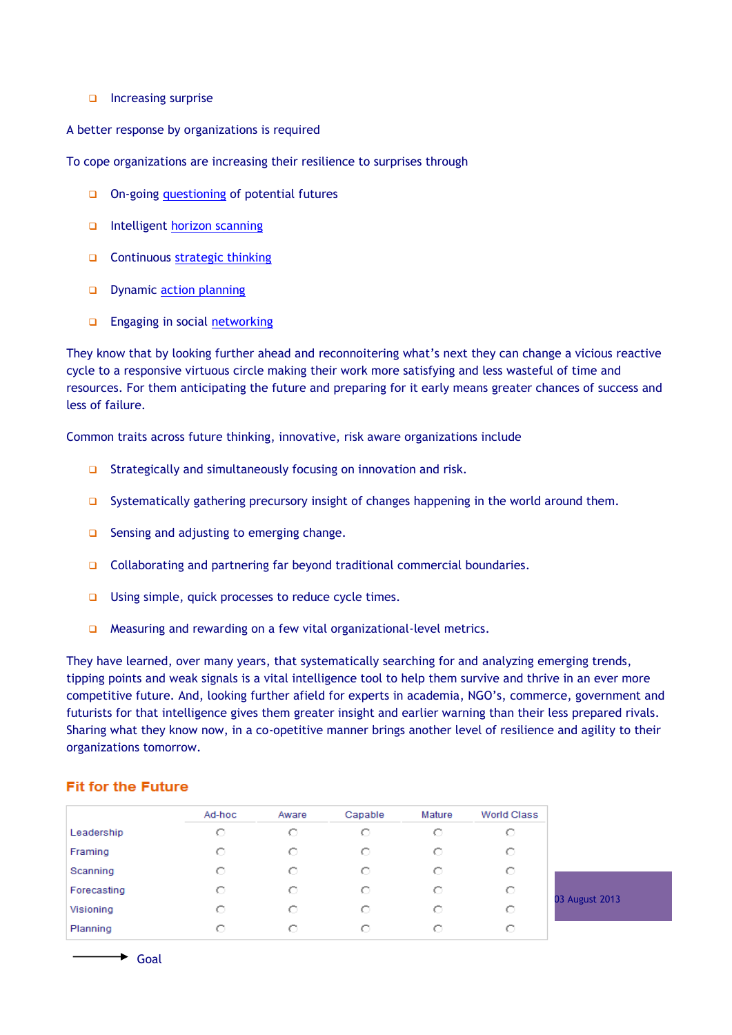- Increasing surprise

A better response by organizations is required

To cope organizations are increasing their resilience to surprises through

- On-going questioning of potential futures
- Intelligent horizon scanning
- Continuous strategic thinking
- Dynamic action planning
- Engaging in social networking

They know that by looking further ahead and reconnoitering what's next they can change a vicious reactive cycle to a responsive virtuous circle making their work more satisfying and less wasteful of time and resources. For them anticipating the future and preparing for it early means greater chances of success and less of failure.

Common traits across future thinking, innovative, risk aware organizations include

- Strategically and simultaneously focusing on innovation and risk.
- Systematically gathering precursory insight of changes happening in the world around them.
- Sensing and adjusting to emerging change.
- Collaborating and partnering far beyond traditional commercial boundaries.
- Using simple, quick processes to reduce cycle times.
- Measuring and rewarding on a few vital organizational-level metrics.

They have learned, over many years, that systematically searching for and analyzing emerging trends, tipping points and weak signals is a vital intelligence tool to help them survive and thrive in an ever more competitive future. And, looking further afield for experts in academia, NGO's, commerce, government and futurists for that intelligence gives them greater insight and earlier warning than their less prepared rivals. Sharing what they know now, in a co-opetitive manner brings another level of resilience and agility to their organizations tomorrow.

## Fit for the Future

| | Ad-hoc | Aware | Capable | Mature | World Class |
|---|---|---|---|---|---|
| Leadership | ○ | ○ | ○ | ○ | ○ |
| Framing | ○ | ○ | ○ | ○ | ○ |
| Scanning | ○ | ○ | ○ | ○ | ○ |
| Forecasting | ○ | ○ | ○ | ○ | ○ |
| Visioning | ○ | ○ | ○ | ○ | ○ |
| Planning | ○ | ○ | ○ | ○ | ○ |

03 August 2013

→ Goal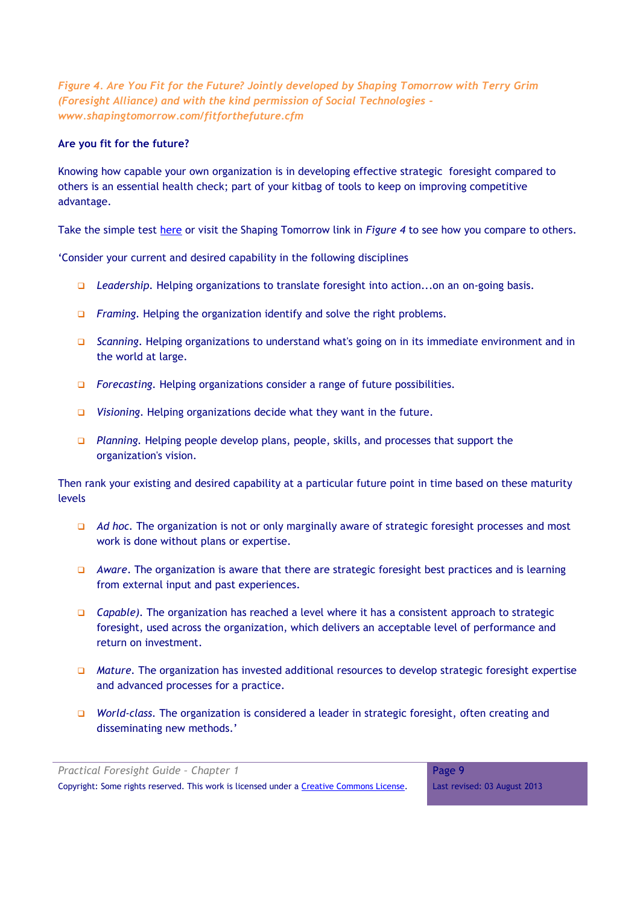*Figure 4. Are You Fit for the Future? Jointly developed by Shaping Tomorrow with Terry Grim (Foresight Alliance) and with the kind permission of Social Technologies - www.shapingtomorrow.com/fitforthefuture.cfm*

**Are you fit for the future?**

Knowing how capable your own organization is in developing effective strategic foresight compared to others is an essential health check; part of your kitbag of tools to keep on improving competitive advantage.

Take the simple test here or visit the Shaping Tomorrow link in *Figure 4* to see how you compare to others.

'Consider your current and desired capability in the following disciplines

- *Leadership*. Helping organizations to translate foresight into action...on an on-going basis.
- *Framing*. Helping the organization identify and solve the right problems.
- *Scanning*. Helping organizations to understand what's going on in its immediate environment and in the world at large.
- *Forecasting*. Helping organizations consider a range of future possibilities.
- *Visioning*. Helping organizations decide what they want in the future.
- *Planning*. Helping people develop plans, people, skills, and processes that support the organization's vision.

Then rank your existing and desired capability at a particular future point in time based on these maturity levels

- *Ad hoc*. The organization is not or only marginally aware of strategic foresight processes and most work is done without plans or expertise.
- *Aware*. The organization is aware that there are strategic foresight best practices and is learning from external input and past experiences.
- *Capable)*. The organization has reached a level where it has a consistent approach to strategic foresight, used across the organization, which delivers an acceptable level of performance and return on investment.
- *Mature*. The organization has invested additional resources to develop strategic foresight expertise and advanced processes for a practice.
- *World-class*. The organization is considered a leader in strategic foresight, often creating and disseminating new methods.'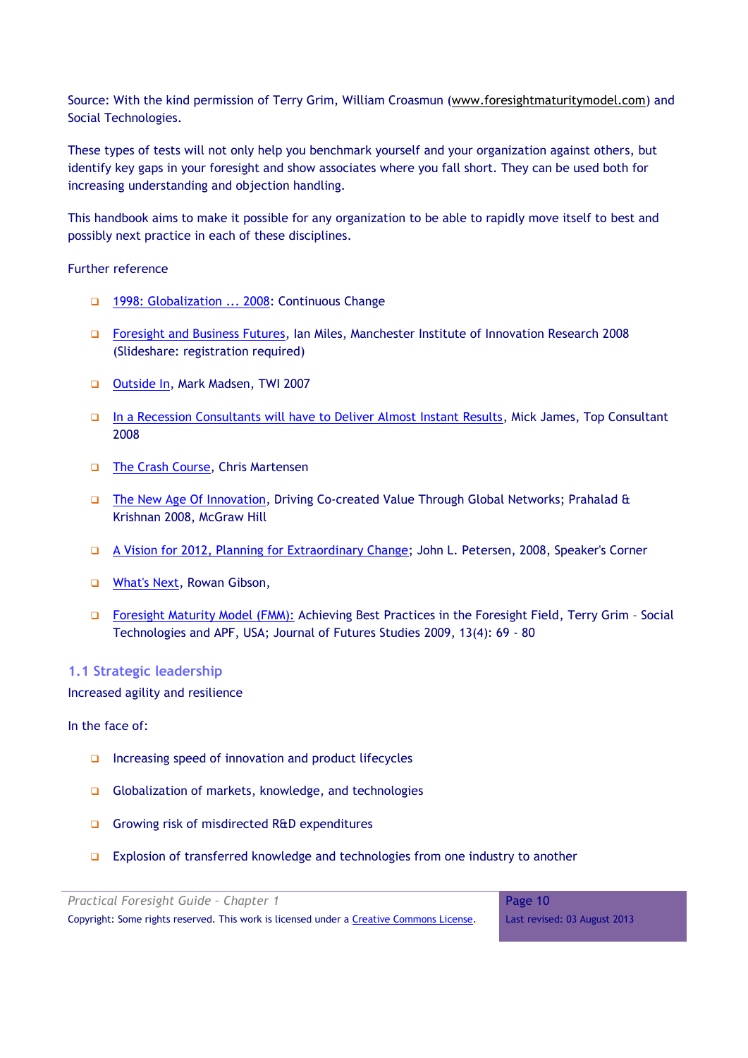Source: With the kind permission of Terry Grim, William Croasmun (www.foresightmaturitymodel.com) and Social Technologies.

These types of tests will not only help you benchmark yourself and your organization against others, but identify key gaps in your foresight and show associates where you fall short. They can be used both for increasing understanding and objection handling.

This handbook aims to make it possible for any organization to be able to rapidly move itself to best and possibly next practice in each of these disciplines.

Further reference

- 1998: Globalization ... 2008: Continuous Change
- Foresight and Business Futures, Ian Miles, Manchester Institute of Innovation Research 2008 (Slideshare: registration required)
- Outside In, Mark Madsen, TWI 2007
- In a Recession Consultants will have to Deliver Almost Instant Results, Mick James, Top Consultant 2008
- The Crash Course, Chris Martensen
- The New Age Of Innovation, Driving Co-created Value Through Global Networks; Prahalad & Krishnan 2008, McGraw Hill
- A Vision for 2012, Planning for Extraordinary Change; John L. Petersen, 2008, Speaker's Corner
- What's Next, Rowan Gibson,
- Foresight Maturity Model (FMM): Achieving Best Practices in the Foresight Field, Terry Grim – Social Technologies and APF, USA; Journal of Futures Studies 2009, 13(4): 69 - 80

### 1.1 Strategic leadership

Increased agility and resilience

In the face of:

- Increasing speed of innovation and product lifecycles
- Globalization of markets, knowledge, and technologies
- Growing risk of misdirected R&D expenditures
- Explosion of transferred knowledge and technologies from one industry to another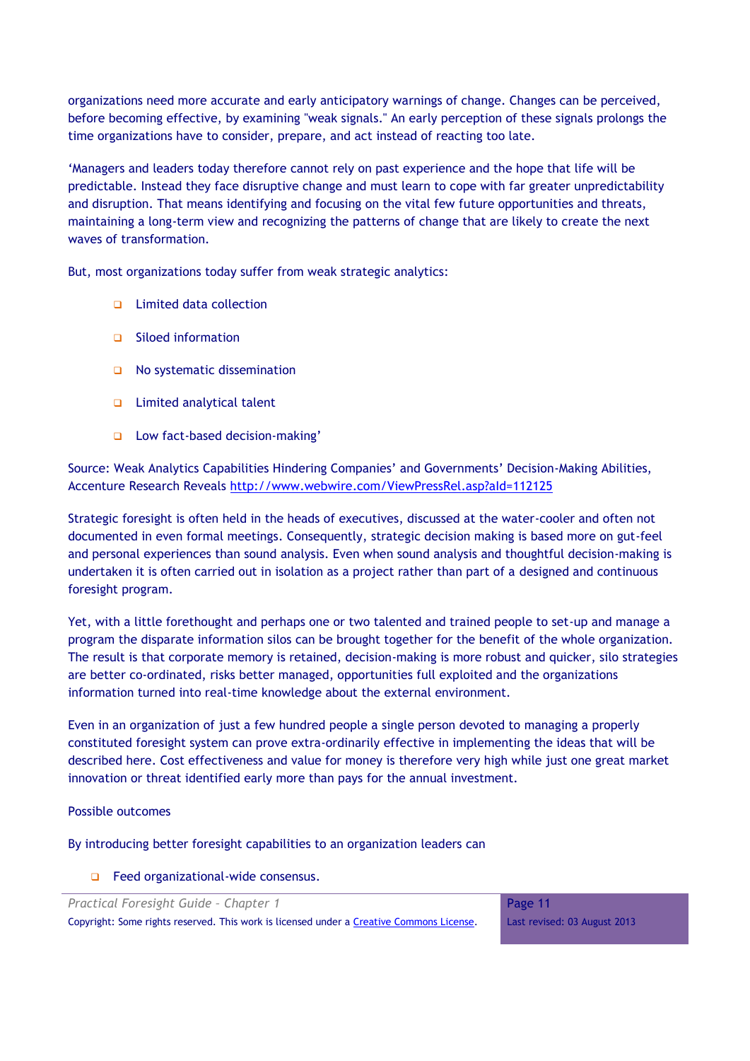organizations need more accurate and early anticipatory warnings of change. Changes can be perceived, before becoming effective, by examining "weak signals." An early perception of these signals prolongs the time organizations have to consider, prepare, and act instead of reacting too late.

'Managers and leaders today therefore cannot rely on past experience and the hope that life will be predictable. Instead they face disruptive change and must learn to cope with far greater unpredictability and disruption. That means identifying and focusing on the vital few future opportunities and threats, maintaining a long-term view and recognizing the patterns of change that are likely to create the next waves of transformation.

But, most organizations today suffer from weak strategic analytics:

- Limited data collection
- Siloed information
- No systematic dissemination
- Limited analytical talent
- Low fact-based decision-making'

Source: Weak Analytics Capabilities Hindering Companies' and Governments' Decision-Making Abilities, Accenture Research Reveals http://www.webwire.com/ViewPressRel.asp?aId=112125

Strategic foresight is often held in the heads of executives, discussed at the water-cooler and often not documented in even formal meetings. Consequently, strategic decision making is based more on gut-feel and personal experiences than sound analysis. Even when sound analysis and thoughtful decision-making is undertaken it is often carried out in isolation as a project rather than part of a designed and continuous foresight program.

Yet, with a little forethought and perhaps one or two talented and trained people to set-up and manage a program the disparate information silos can be brought together for the benefit of the whole organization. The result is that corporate memory is retained, decision-making is more robust and quicker, silo strategies are better co-ordinated, risks better managed, opportunities full exploited and the organizations information turned into real-time knowledge about the external environment.

Even in an organization of just a few hundred people a single person devoted to managing a properly constituted foresight system can prove extra-ordinarily effective in implementing the ideas that will be described here. Cost effectiveness and value for money is therefore very high while just one great market innovation or threat identified early more than pays for the annual investment.

Possible outcomes

By introducing better foresight capabilities to an organization leaders can

- Feed organizational-wide consensus.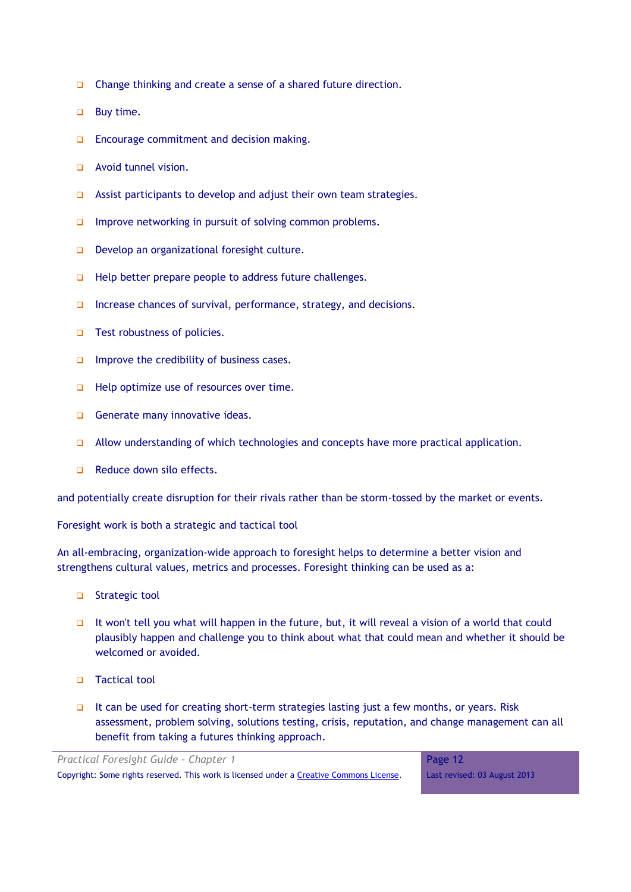- Change thinking and create a sense of a shared future direction.
- Buy time.
- Encourage commitment and decision making.
- Avoid tunnel vision.
- Assist participants to develop and adjust their own team strategies.
- Improve networking in pursuit of solving common problems.
- Develop an organizational foresight culture.
- Help better prepare people to address future challenges.
- Increase chances of survival, performance, strategy, and decisions.
- Test robustness of policies.
- Improve the credibility of business cases.
- Help optimize use of resources over time.
- Generate many innovative ideas.
- Allow understanding of which technologies and concepts have more practical application.
- Reduce down silo effects.

and potentially create disruption for their rivals rather than be storm-tossed by the market or events.

Foresight work is both a strategic and tactical tool

An all-embracing, organization-wide approach to foresight helps to determine a better vision and strengthens cultural values, metrics and processes. Foresight thinking can be used as a:

- Strategic tool
- It won't tell you what will happen in the future, but, it will reveal a vision of a world that could plausibly happen and challenge you to think about what that could mean and whether it should be welcomed or avoided.
- Tactical tool
- It can be used for creating short-term strategies lasting just a few months, or years. Risk assessment, problem solving, solutions testing, crisis, reputation, and change management can all benefit from taking a futures thinking approach.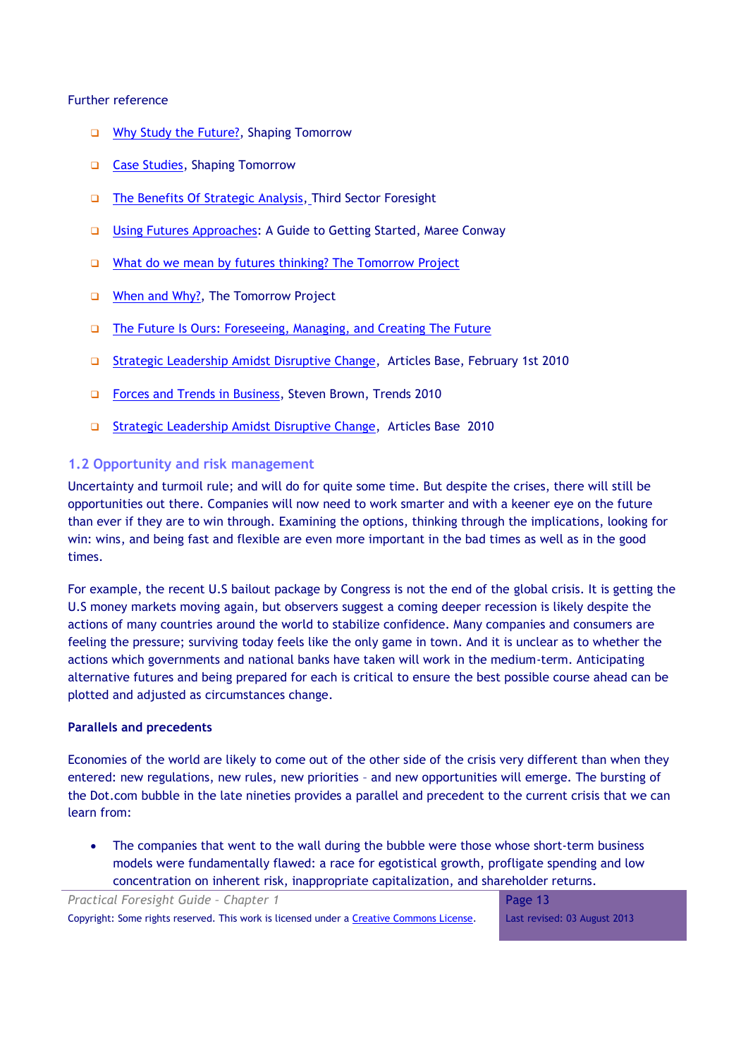Further reference

- Why Study the Future?, Shaping Tomorrow
- Case Studies, Shaping Tomorrow
- The Benefits Of Strategic Analysis, Third Sector Foresight
- Using Futures Approaches: A Guide to Getting Started, Maree Conway
- What do we mean by futures thinking? The Tomorrow Project
- When and Why?, The Tomorrow Project
- The Future Is Ours: Foreseeing, Managing, and Creating The Future
- Strategic Leadership Amidst Disruptive Change, Articles Base, February 1st 2010
- Forces and Trends in Business, Steven Brown, Trends 2010
- Strategic Leadership Amidst Disruptive Change, Articles Base 2010

## 1.2 Opportunity and risk management

Uncertainty and turmoil rule; and will do for quite some time. But despite the crises, there will still be opportunities out there. Companies will now need to work smarter and with a keener eye on the future than ever if they are to win through. Examining the options, thinking through the implications, looking for win: wins, and being fast and flexible are even more important in the bad times as well as in the good times.

For example, the recent U.S bailout package by Congress is not the end of the global crisis. It is getting the U.S money markets moving again, but observers suggest a coming deeper recession is likely despite the actions of many countries around the world to stabilize confidence. Many companies and consumers are feeling the pressure; surviving today feels like the only game in town. And it is unclear as to whether the actions which governments and national banks have taken will work in the medium-term. Anticipating alternative futures and being prepared for each is critical to ensure the best possible course ahead can be plotted and adjusted as circumstances change.

**Parallels and precedents**

Economies of the world are likely to come out of the other side of the crisis very different than when they entered: new regulations, new rules, new priorities – and new opportunities will emerge. The bursting of the Dot.com bubble in the late nineties provides a parallel and precedent to the current crisis that we can learn from:

- The companies that went to the wall during the bubble were those whose short-term business models were fundamentally flawed: a race for egotistical growth, profligate spending and low concentration on inherent risk, inappropriate capitalization, and shareholder returns.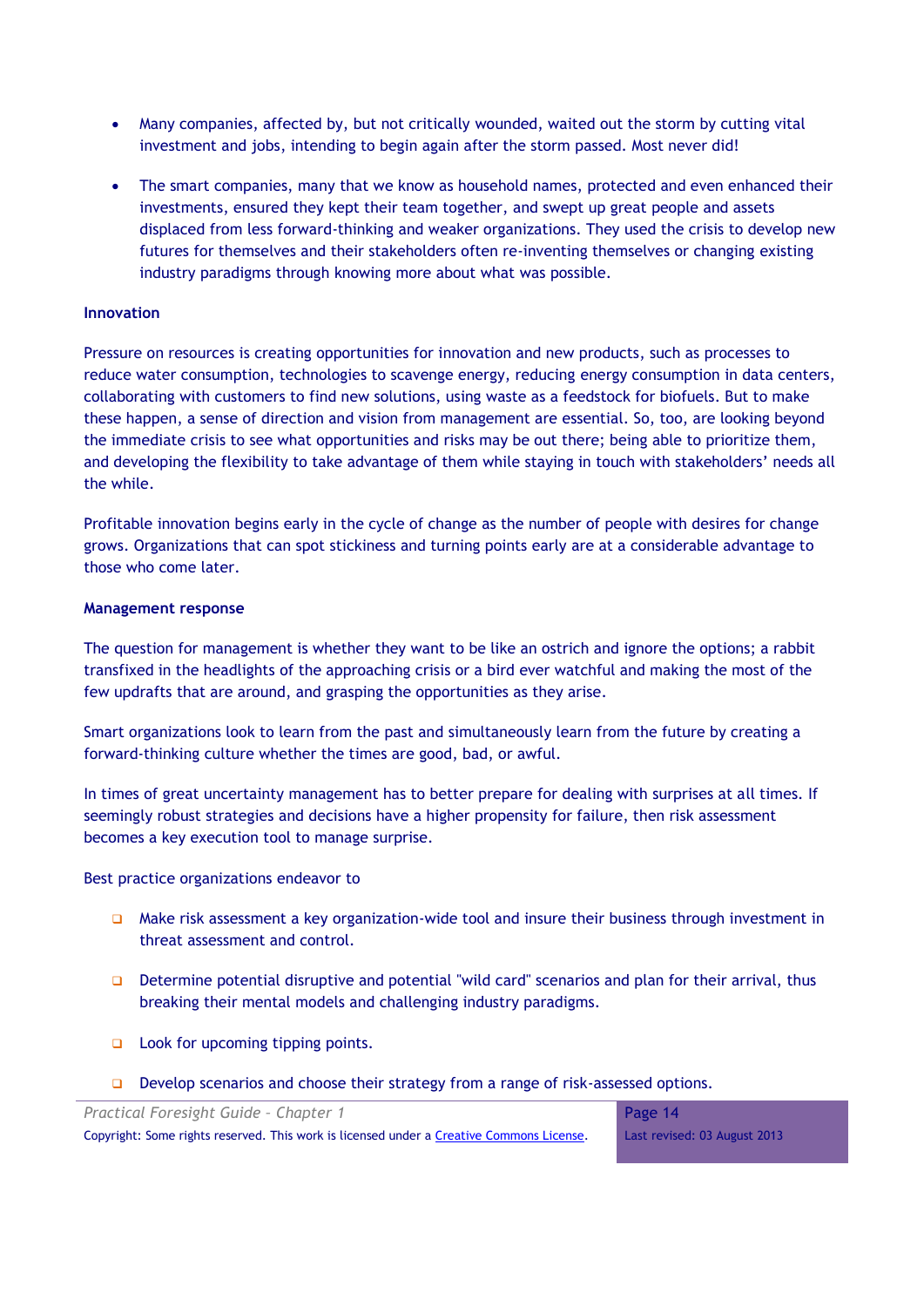- Many companies, affected by, but not critically wounded, waited out the storm by cutting vital investment and jobs, intending to begin again after the storm passed. Most never did!

- The smart companies, many that we know as household names, protected and even enhanced their investments, ensured they kept their team together, and swept up great people and assets displaced from less forward-thinking and weaker organizations. They used the crisis to develop new futures for themselves and their stakeholders often re-inventing themselves or changing existing industry paradigms through knowing more about what was possible.

**Innovation**

Pressure on resources is creating opportunities for innovation and new products, such as processes to reduce water consumption, technologies to scavenge energy, reducing energy consumption in data centers, collaborating with customers to find new solutions, using waste as a feedstock for biofuels. But to make these happen, a sense of direction and vision from management are essential. So, too, are looking beyond the immediate crisis to see what opportunities and risks may be out there; being able to prioritize them, and developing the flexibility to take advantage of them while staying in touch with stakeholders' needs all the while.

Profitable innovation begins early in the cycle of change as the number of people with desires for change grows. Organizations that can spot stickiness and turning points early are at a considerable advantage to those who come later.

**Management response**

The question for management is whether they want to be like an ostrich and ignore the options; a rabbit transfixed in the headlights of the approaching crisis or a bird ever watchful and making the most of the few updrafts that are around, and grasping the opportunities as they arise.

Smart organizations look to learn from the past and simultaneously learn from the future by creating a forward-thinking culture whether the times are good, bad, or awful.

In times of great uncertainty management has to better prepare for dealing with surprises at all times. If seemingly robust strategies and decisions have a higher propensity for failure, then risk assessment becomes a key execution tool to manage surprise.

Best practice organizations endeavor to

- Make risk assessment a key organization-wide tool and insure their business through investment in threat assessment and control.
- Determine potential disruptive and potential "wild card" scenarios and plan for their arrival, thus breaking their mental models and challenging industry paradigms.
- Look for upcoming tipping points.
- Develop scenarios and choose their strategy from a range of risk-assessed options.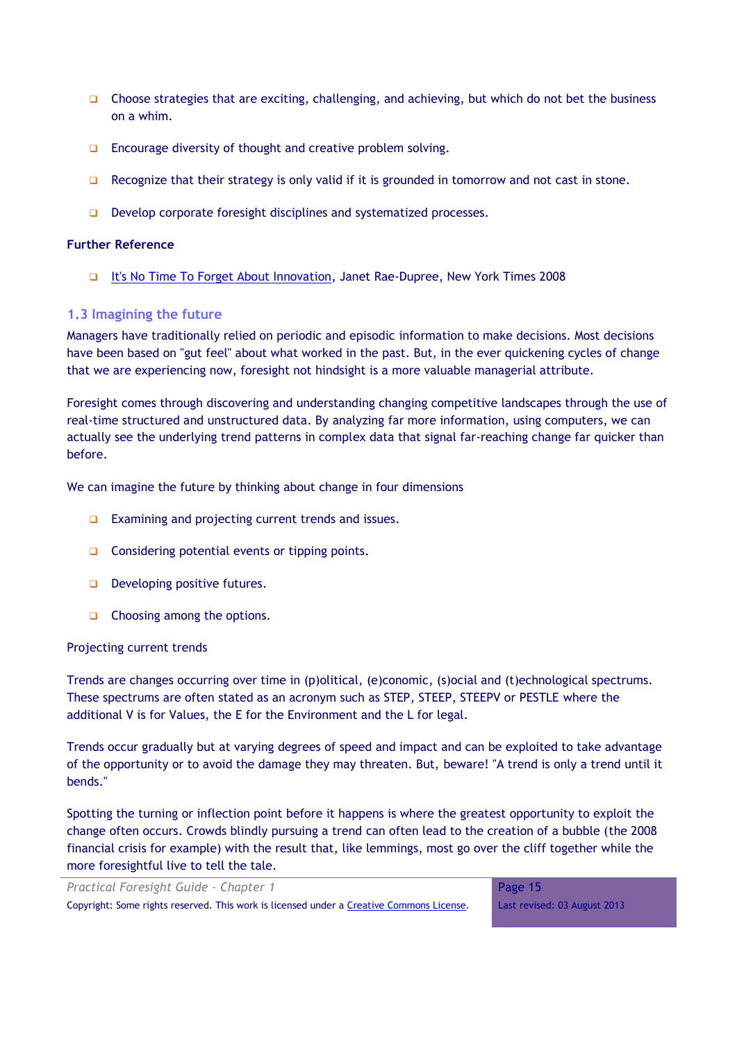- Choose strategies that are exciting, challenging, and achieving, but which do not bet the business on a whim.
- Encourage diversity of thought and creative problem solving.
- Recognize that their strategy is only valid if it is grounded in tomorrow and not cast in stone.
- Develop corporate foresight disciplines and systematized processes.

**Further Reference**

- It's No Time To Forget About Innovation, Janet Rae-Dupree, New York Times 2008

## 1.3 Imagining the future

Managers have traditionally relied on periodic and episodic information to make decisions. Most decisions have been based on "gut feel" about what worked in the past. But, in the ever quickening cycles of change that we are experiencing now, foresight not hindsight is a more valuable managerial attribute.

Foresight comes through discovering and understanding changing competitive landscapes through the use of real-time structured and unstructured data. By analyzing far more information, using computers, we can actually see the underlying trend patterns in complex data that signal far-reaching change far quicker than before.

We can imagine the future by thinking about change in four dimensions

- Examining and projecting current trends and issues.
- Considering potential events or tipping points.
- Developing positive futures.
- Choosing among the options.

Projecting current trends

Trends are changes occurring over time in (p)olitical, (e)conomic, (s)ocial and (t)echnological spectrums. These spectrums are often stated as an acronym such as STEP, STEEP, STEEPV or PESTLE where the additional V is for Values, the E for the Environment and the L for legal.

Trends occur gradually but at varying degrees of speed and impact and can be exploited to take advantage of the opportunity or to avoid the damage they may threaten. But, beware! "A trend is only a trend until it bends."

Spotting the turning or inflection point before it happens is where the greatest opportunity to exploit the change often occurs. Crowds blindly pursuing a trend can often lead to the creation of a bubble (the 2008 financial crisis for example) with the result that, like lemmings, most go over the cliff together while the more foresightful live to tell the tale.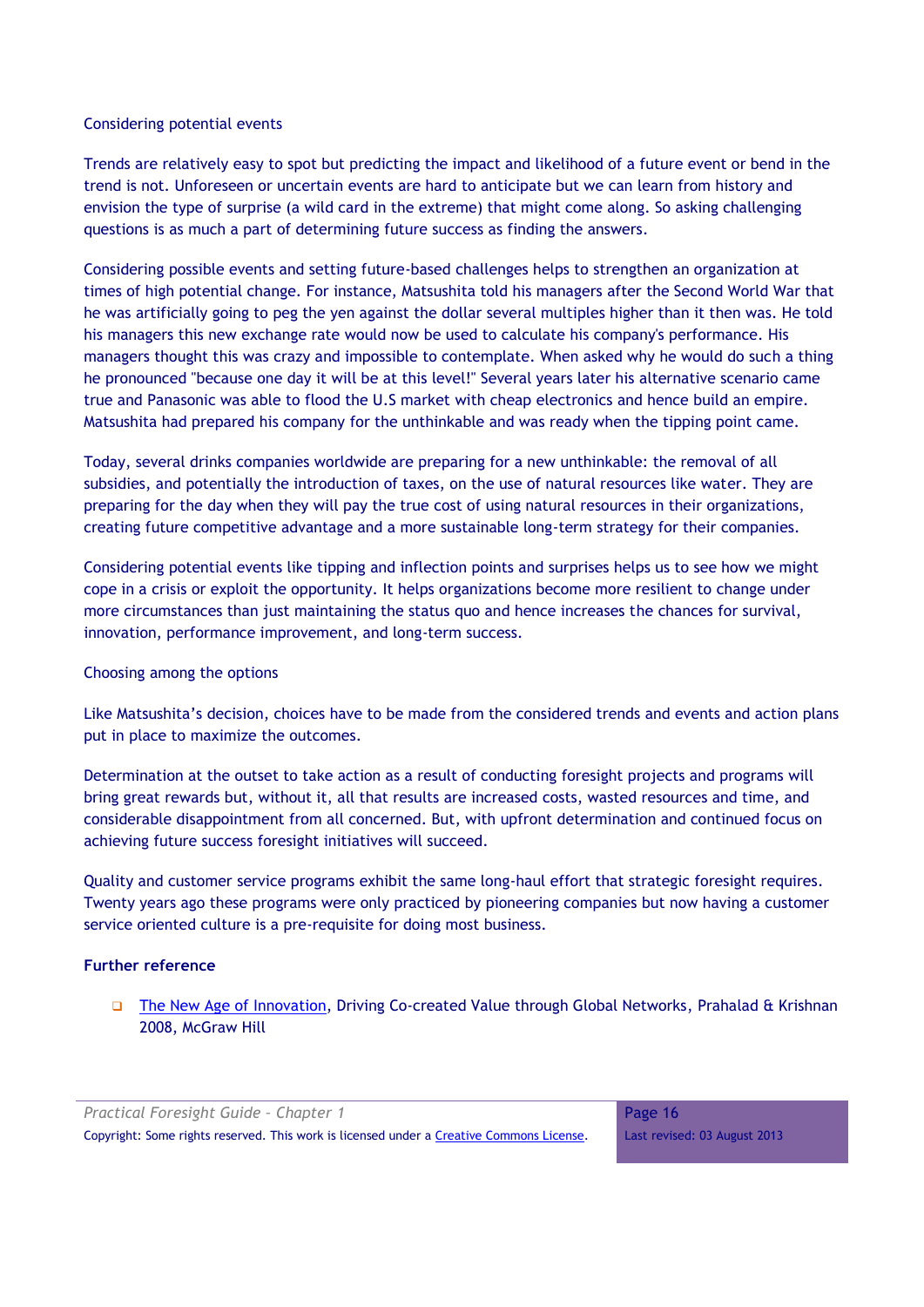Considering potential events

Trends are relatively easy to spot but predicting the impact and likelihood of a future event or bend in the trend is not. Unforeseen or uncertain events are hard to anticipate but we can learn from history and envision the type of surprise (a wild card in the extreme) that might come along. So asking challenging questions is as much a part of determining future success as finding the answers.

Considering possible events and setting future-based challenges helps to strengthen an organization at times of high potential change. For instance, Matsushita told his managers after the Second World War that he was artificially going to peg the yen against the dollar several multiples higher than it then was. He told his managers this new exchange rate would now be used to calculate his company's performance. His managers thought this was crazy and impossible to contemplate. When asked why he would do such a thing he pronounced "because one day it will be at this level!" Several years later his alternative scenario came true and Panasonic was able to flood the U.S market with cheap electronics and hence build an empire. Matsushita had prepared his company for the unthinkable and was ready when the tipping point came.

Today, several drinks companies worldwide are preparing for a new unthinkable: the removal of all subsidies, and potentially the introduction of taxes, on the use of natural resources like water. They are preparing for the day when they will pay the true cost of using natural resources in their organizations, creating future competitive advantage and a more sustainable long-term strategy for their companies.

Considering potential events like tipping and inflection points and surprises helps us to see how we might cope in a crisis or exploit the opportunity. It helps organizations become more resilient to change under more circumstances than just maintaining the status quo and hence increases the chances for survival, innovation, performance improvement, and long-term success.

Choosing among the options

Like Matsushita's decision, choices have to be made from the considered trends and events and action plans put in place to maximize the outcomes.

Determination at the outset to take action as a result of conducting foresight projects and programs will bring great rewards but, without it, all that results are increased costs, wasted resources and time, and considerable disappointment from all concerned. But, with upfront determination and continued focus on achieving future success foresight initiatives will succeed.

Quality and customer service programs exhibit the same long-haul effort that strategic foresight requires. Twenty years ago these programs were only practiced by pioneering companies but now having a customer service oriented culture is a pre-requisite for doing most business.

**Further reference**

- The New Age of Innovation, Driving Co-created Value through Global Networks, Prahalad & Krishnan 2008, McGraw Hill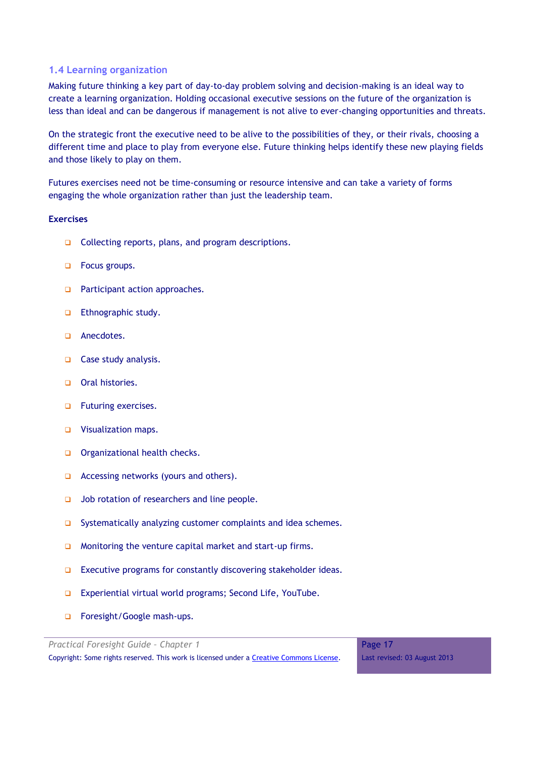### 1.4 Learning organization

Making future thinking a key part of day-to-day problem solving and decision-making is an ideal way to create a learning organization. Holding occasional executive sessions on the future of the organization is less than ideal and can be dangerous if management is not alive to ever-changing opportunities and threats.

On the strategic front the executive need to be alive to the possibilities of they, or their rivals, choosing a different time and place to play from everyone else. Future thinking helps identify these new playing fields and those likely to play on them.

Futures exercises need not be time-consuming or resource intensive and can take a variety of forms engaging the whole organization rather than just the leadership team.

**Exercises**

- Collecting reports, plans, and program descriptions.
- Focus groups.
- Participant action approaches.
- Ethnographic study.
- Anecdotes.
- Case study analysis.
- Oral histories.
- Futuring exercises.
- Visualization maps.
- Organizational health checks.
- Accessing networks (yours and others).
- Job rotation of researchers and line people.
- Systematically analyzing customer complaints and idea schemes.
- Monitoring the venture capital market and start-up firms.
- Executive programs for constantly discovering stakeholder ideas.
- Experiential virtual world programs; Second Life, YouTube.
- Foresight/Google mash-ups.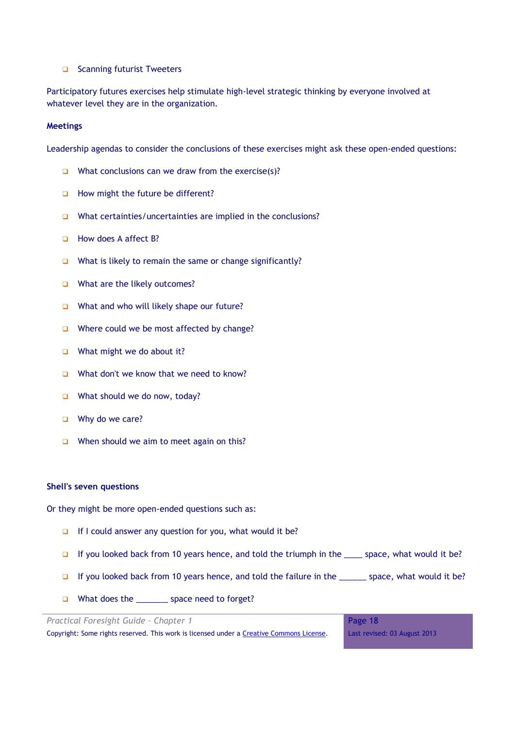- Scanning futurist Tweeters

Participatory futures exercises help stimulate high-level strategic thinking by everyone involved at whatever level they are in the organization.

### Meetings

Leadership agendas to consider the conclusions of these exercises might ask these open-ended questions:

- What conclusions can we draw from the exercise(s)?
- How might the future be different?
- What certainties/uncertainties are implied in the conclusions?
- How does A affect B?
- What is likely to remain the same or change significantly?
- What are the likely outcomes?
- What and who will likely shape our future?
- Where could we be most affected by change?
- What might we do about it?
- What don't we know that we need to know?
- What should we do now, today?
- Why do we care?
- When should we aim to meet again on this?

### Shell's seven questions

Or they might be more open-ended questions such as:

- If I could answer any question for you, what would it be?
- If you looked back from 10 years hence, and told the triumph in the ____ space, what would it be?
- If you looked back from 10 years hence, and told the failure in the ______ space, what would it be?
- What does the _______ space need to forget?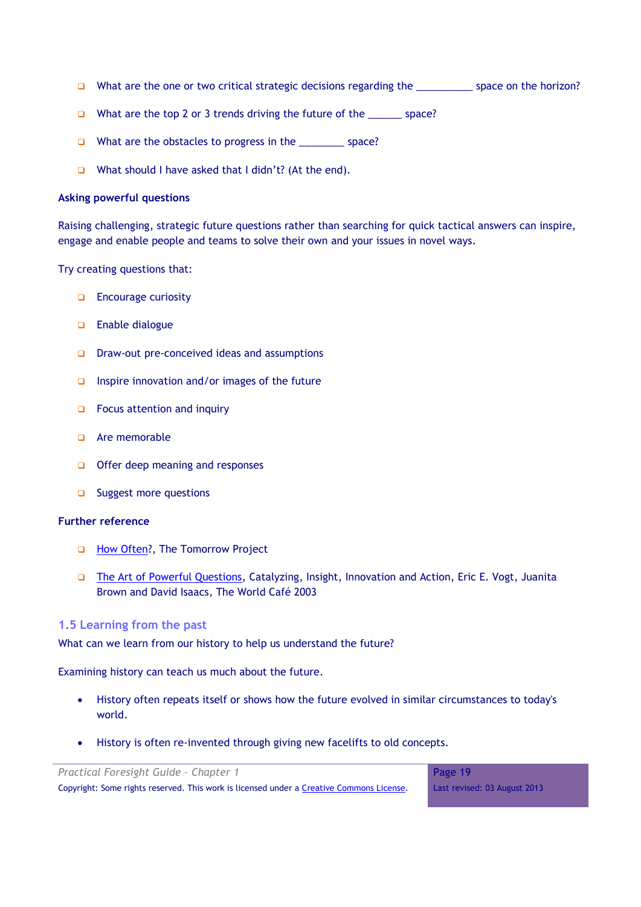- What are the one or two critical strategic decisions regarding the __________ space on the horizon?
- What are the top 2 or 3 trends driving the future of the ______ space?
- What are the obstacles to progress in the ________ space?
- What should I have asked that I didn't? (At the end).

**Asking powerful questions**

Raising challenging, strategic future questions rather than searching for quick tactical answers can inspire, engage and enable people and teams to solve their own and your issues in novel ways.

Try creating questions that:

- Encourage curiosity
- Enable dialogue
- Draw-out pre-conceived ideas and assumptions
- Inspire innovation and/or images of the future
- Focus attention and inquiry
- Are memorable
- Offer deep meaning and responses
- Suggest more questions

**Further reference**

- How Often?, The Tomorrow Project
- The Art of Powerful Questions, Catalyzing, Insight, Innovation and Action, Eric E. Vogt, Juanita Brown and David Isaacs, The World Café 2003

## 1.5 Learning from the past

What can we learn from our history to help us understand the future?

Examining history can teach us much about the future.

- History often repeats itself or shows how the future evolved in similar circumstances to today's world.
- History is often re-invented through giving new facelifts to old concepts.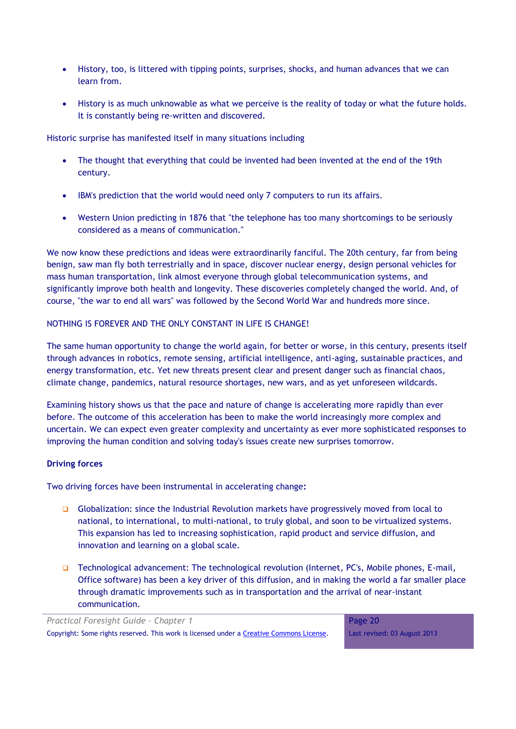- History, too, is littered with tipping points, surprises, shocks, and human advances that we can learn from.

- History is as much unknowable as what we perceive is the reality of today or what the future holds. It is constantly being re-written and discovered.

Historic surprise has manifested itself in many situations including

- The thought that everything that could be invented had been invented at the end of the 19th century.

- IBM's prediction that the world would need only 7 computers to run its affairs.

- Western Union predicting in 1876 that "the telephone has too many shortcomings to be seriously considered as a means of communication."

We now know these predictions and ideas were extraordinarily fanciful. The 20th century, far from being benign, saw man fly both terrestrially and in space, discover nuclear energy, design personal vehicles for mass human transportation, link almost everyone through global telecommunication systems, and significantly improve both health and longevity. These discoveries completely changed the world. And, of course, "the war to end all wars" was followed by the Second World War and hundreds more since.

NOTHING IS FOREVER AND THE ONLY CONSTANT IN LIFE IS CHANGE!

The same human opportunity to change the world again, for better or worse, in this century, presents itself through advances in robotics, remote sensing, artificial intelligence, anti-aging, sustainable practices, and energy transformation, etc. Yet new threats present clear and present danger such as financial chaos, climate change, pandemics, natural resource shortages, new wars, and as yet unforeseen wildcards.

Examining history shows us that the pace and nature of change is accelerating more rapidly than ever before. The outcome of this acceleration has been to make the world increasingly more complex and uncertain. We can expect even greater complexity and uncertainty as ever more sophisticated responses to improving the human condition and solving today's issues create new surprises tomorrow.

**Driving forces**

Two driving forces have been instrumental in accelerating change:

- Globalization: since the Industrial Revolution markets have progressively moved from local to national, to international, to multi-national, to truly global, and soon to be virtualized systems. This expansion has led to increasing sophistication, rapid product and service diffusion, and innovation and learning on a global scale.

- Technological advancement: The technological revolution (Internet, PC's, Mobile phones, E-mail, Office software) has been a key driver of this diffusion, and in making the world a far smaller place through dramatic improvements such as in transportation and the arrival of near-instant communication.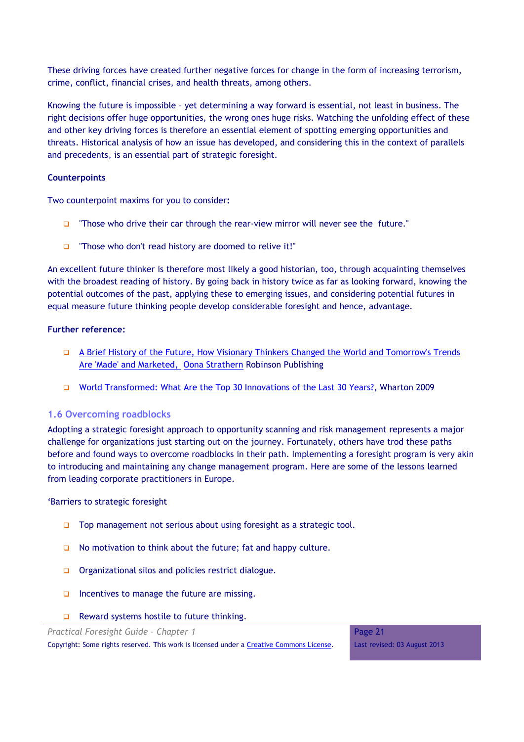These driving forces have created further negative forces for change in the form of increasing terrorism, crime, conflict, financial crises, and health threats, among others.

Knowing the future is impossible – yet determining a way forward is essential, not least in business. The right decisions offer huge opportunities, the wrong ones huge risks. Watching the unfolding effect of these and other key driving forces is therefore an essential element of spotting emerging opportunities and threats. Historical analysis of how an issue has developed, and considering this in the context of parallels and precedents, is an essential part of strategic foresight.

**Counterpoints**

Two counterpoint maxims for you to consider:

- "Those who drive their car through the rear-view mirror will never see the future."
- "Those who don't read history are doomed to relive it!"

An excellent future thinker is therefore most likely a good historian, too, through acquainting themselves with the broadest reading of history. By going back in history twice as far as looking forward, knowing the potential outcomes of the past, applying these to emerging issues, and considering potential futures in equal measure future thinking people develop considerable foresight and hence, advantage.

**Further reference:**

- A Brief History of the Future, How Visionary Thinkers Changed the World and Tomorrow's Trends Are 'Made' and Marketed, Oona Strathern Robinson Publishing
- World Transformed: What Are the Top 30 Innovations of the Last 30 Years?, Wharton 2009

## 1.6 Overcoming roadblocks

Adopting a strategic foresight approach to opportunity scanning and risk management represents a major challenge for organizations just starting out on the journey. Fortunately, others have trod these paths before and found ways to overcome roadblocks in their path. Implementing a foresight program is very akin to introducing and maintaining any change management program. Here are some of the lessons learned from leading corporate practitioners in Europe.

'Barriers to strategic foresight

- Top management not serious about using foresight as a strategic tool.
- No motivation to think about the future; fat and happy culture.
- Organizational silos and policies restrict dialogue.
- Incentives to manage the future are missing.
- Reward systems hostile to future thinking.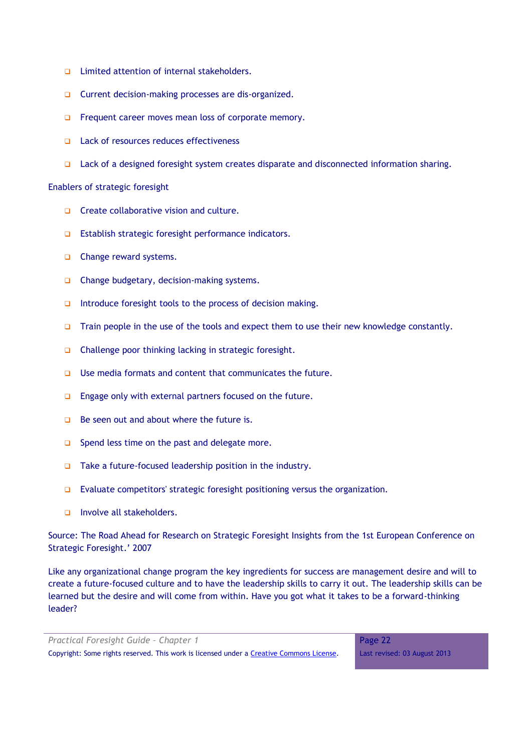- Limited attention of internal stakeholders.
- Current decision-making processes are dis-organized.
- Frequent career moves mean loss of corporate memory.
- Lack of resources reduces effectiveness
- Lack of a designed foresight system creates disparate and disconnected information sharing.

Enablers of strategic foresight

- Create collaborative vision and culture.
- Establish strategic foresight performance indicators.
- Change reward systems.
- Change budgetary, decision-making systems.
- Introduce foresight tools to the process of decision making.
- Train people in the use of the tools and expect them to use their new knowledge constantly.
- Challenge poor thinking lacking in strategic foresight.
- Use media formats and content that communicates the future.
- Engage only with external partners focused on the future.
- Be seen out and about where the future is.
- Spend less time on the past and delegate more.
- Take a future-focused leadership position in the industry.
- Evaluate competitors' strategic foresight positioning versus the organization.
- Involve all stakeholders.

Source: The Road Ahead for Research on Strategic Foresight Insights from the 1st European Conference on Strategic Foresight.' 2007

Like any organizational change program the key ingredients for success are management desire and will to create a future-focused culture and to have the leadership skills to carry it out. The leadership skills can be learned but the desire and will come from within. Have you got what it takes to be a forward-thinking leader?